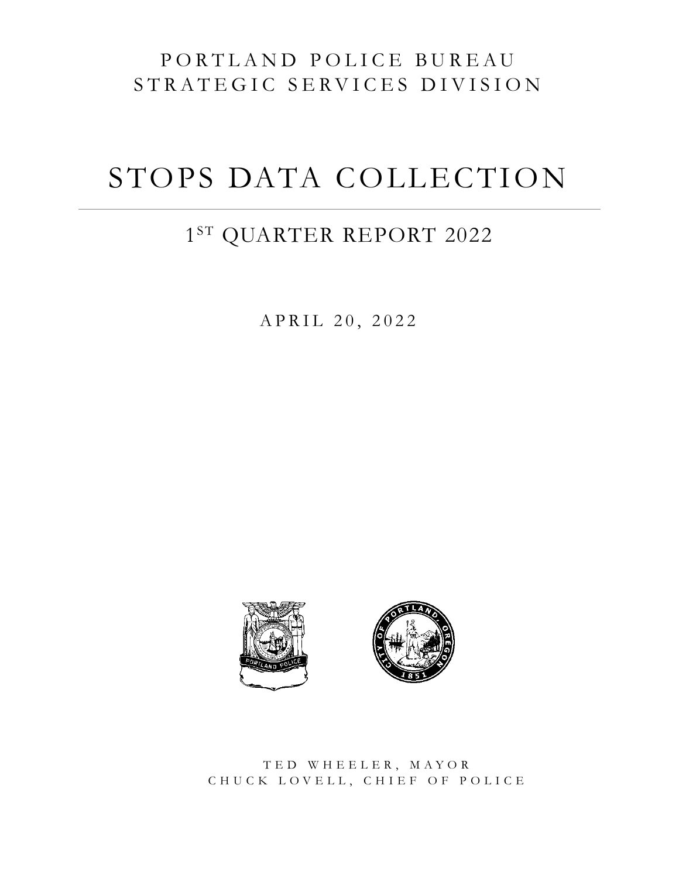PORTLAND POLICE BUREAU
STRATEGIC SERVICES DIVISION

# STOPS DATA COLLECTION

## 1ST QUARTER REPORT 2022

APRIL 20, 2022

TED WHEELER, MAYOR
CHUCK LOVELL, CHIEF OF POLICE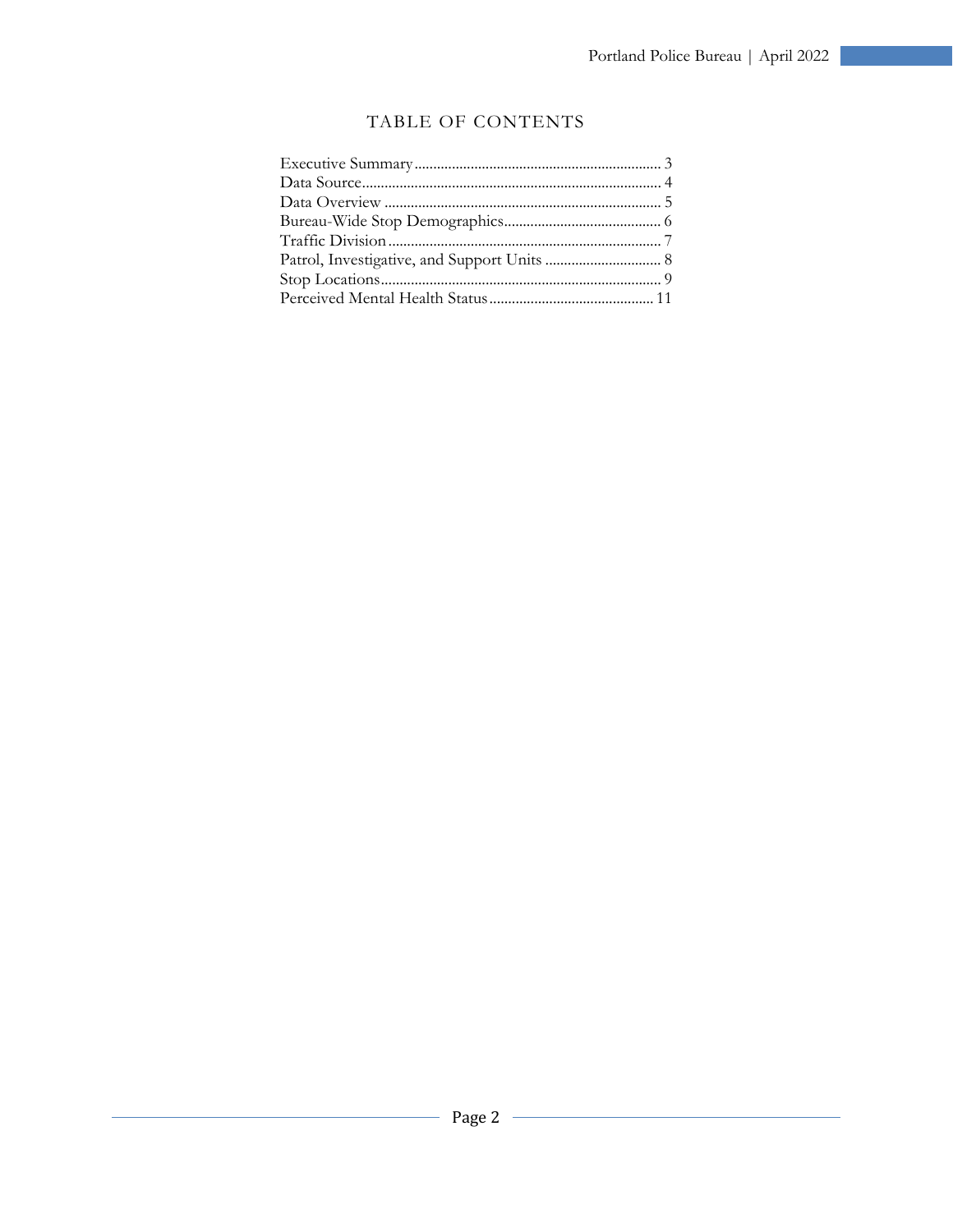# TABLE OF CONTENTS

Executive Summary ........................................................................ 3
Data Source ................................................................................ 4
Data Overview .............................................................................. 5
Bureau-Wide Stop Demographics ............................................. 6
Traffic Division ........................................................................... 7
Patrol, Investigative, and Support Units ................................. 8
Stop Locations ............................................................................. 9
Perceived Mental Health Status ................................................ 11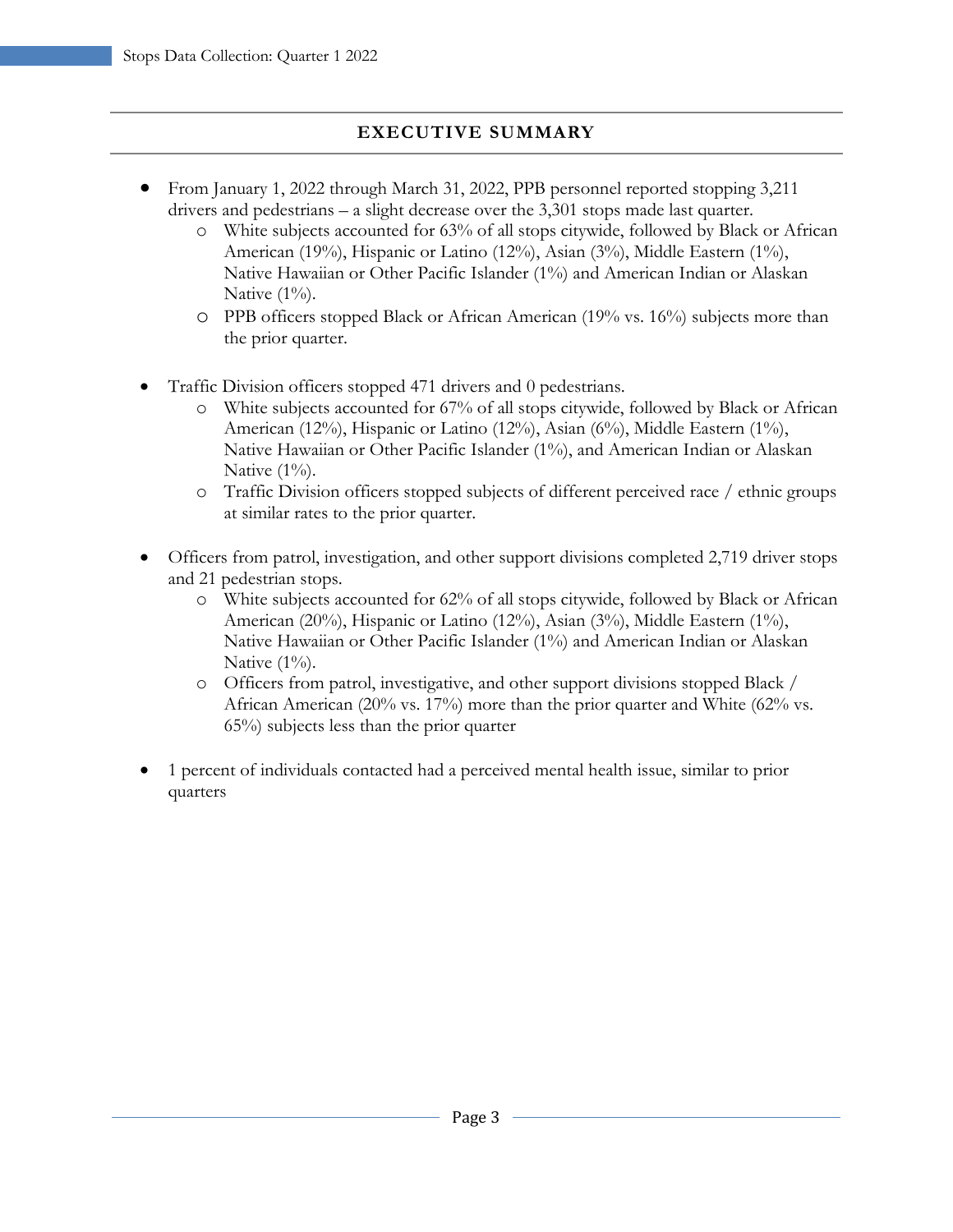## EXECUTIVE SUMMARY

- From January 1, 2022 through March 31, 2022, PPB personnel reported stopping 3,211 drivers and pedestrians – a slight decrease over the 3,301 stops made last quarter.
    - White subjects accounted for 63% of all stops citywide, followed by Black or African American (19%), Hispanic or Latino (12%), Asian (3%), Middle Eastern (1%), Native Hawaiian or Other Pacific Islander (1%) and American Indian or Alaskan Native (1%).
    - PPB officers stopped Black or African American (19% vs. 16%) subjects more than the prior quarter.

- Traffic Division officers stopped 471 drivers and 0 pedestrians.
    - White subjects accounted for 67% of all stops citywide, followed by Black or African American (12%), Hispanic or Latino (12%), Asian (6%), Middle Eastern (1%), Native Hawaiian or Other Pacific Islander (1%), and American Indian or Alaskan Native (1%).
    - Traffic Division officers stopped subjects of different perceived race / ethnic groups at similar rates to the prior quarter.

- Officers from patrol, investigation, and other support divisions completed 2,719 driver stops and 21 pedestrian stops.
    - White subjects accounted for 62% of all stops citywide, followed by Black or African American (20%), Hispanic or Latino (12%), Asian (3%), Middle Eastern (1%), Native Hawaiian or Other Pacific Islander (1%) and American Indian or Alaskan Native (1%).
    - Officers from patrol, investigative, and other support divisions stopped Black / African American (20% vs. 17%) more than the prior quarter and White (62% vs. 65%) subjects less than the prior quarter

- 1 percent of individuals contacted had a perceived mental health issue, similar to prior quarters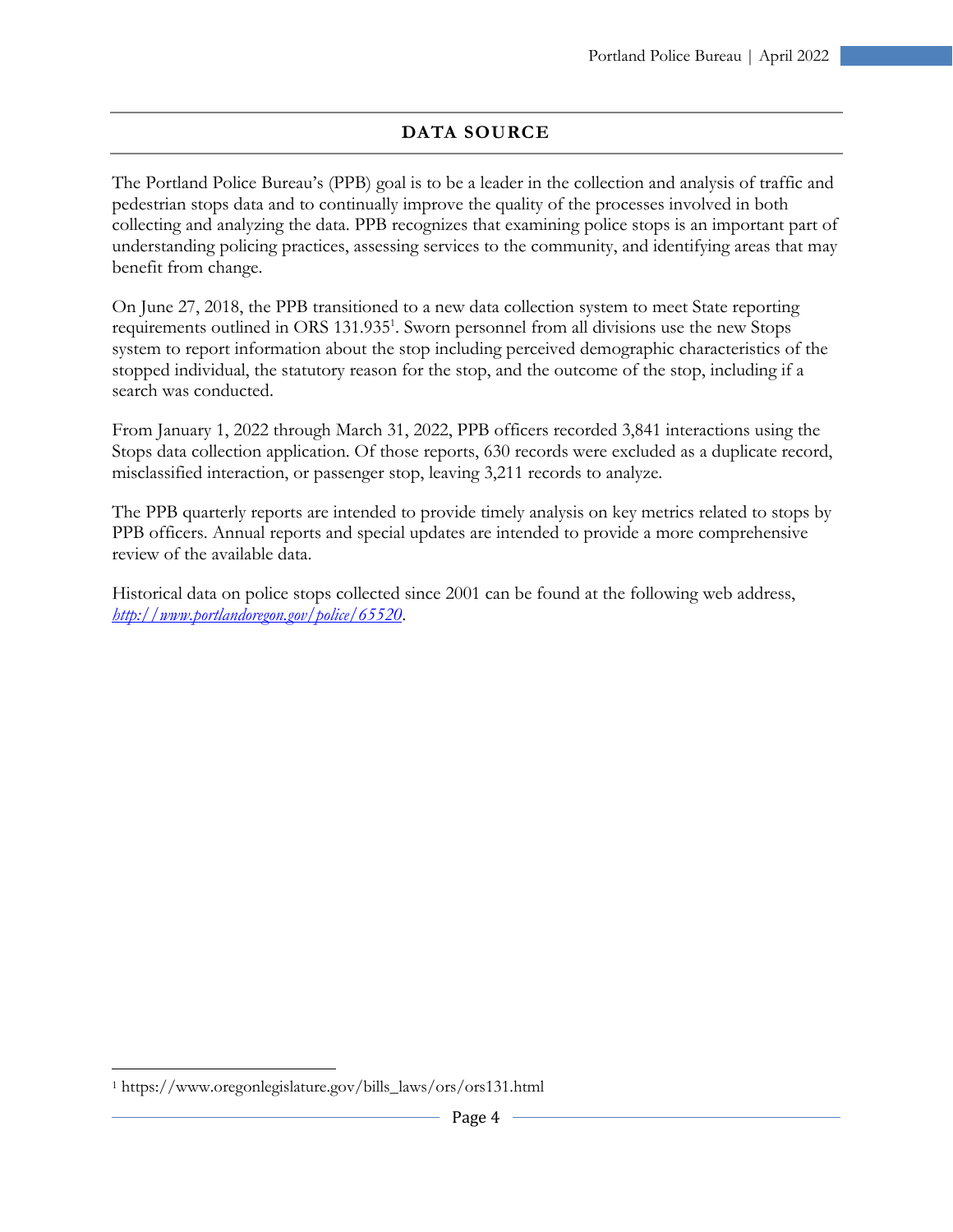## DATA SOURCE

The Portland Police Bureau's (PPB) goal is to be a leader in the collection and analysis of traffic and pedestrian stops data and to continually improve the quality of the processes involved in both collecting and analyzing the data. PPB recognizes that examining police stops is an important part of understanding policing practices, assessing services to the community, and identifying areas that may benefit from change.

On June 27, 2018, the PPB transitioned to a new data collection system to meet State reporting requirements outlined in ORS 131.935[1]. Sworn personnel from all divisions use the new Stops system to report information about the stop including perceived demographic characteristics of the stopped individual, the statutory reason for the stop, and the outcome of the stop, including if a search was conducted.

From January 1, 2022 through March 31, 2022, PPB officers recorded 3,841 interactions using the Stops data collection application. Of those reports, 630 records were excluded as a duplicate record, misclassified interaction, or passenger stop, leaving 3,211 records to analyze.

The PPB quarterly reports are intended to provide timely analysis on key metrics related to stops by PPB officers. Annual reports and special updates are intended to provide a more comprehensive review of the available data.

Historical data on police stops collected since 2001 can be found at the following web address, *http://www.portlandoregon.gov/police/65520*.

[1] https://www.oregonlegislature.gov/bills_laws/ors/ors131.html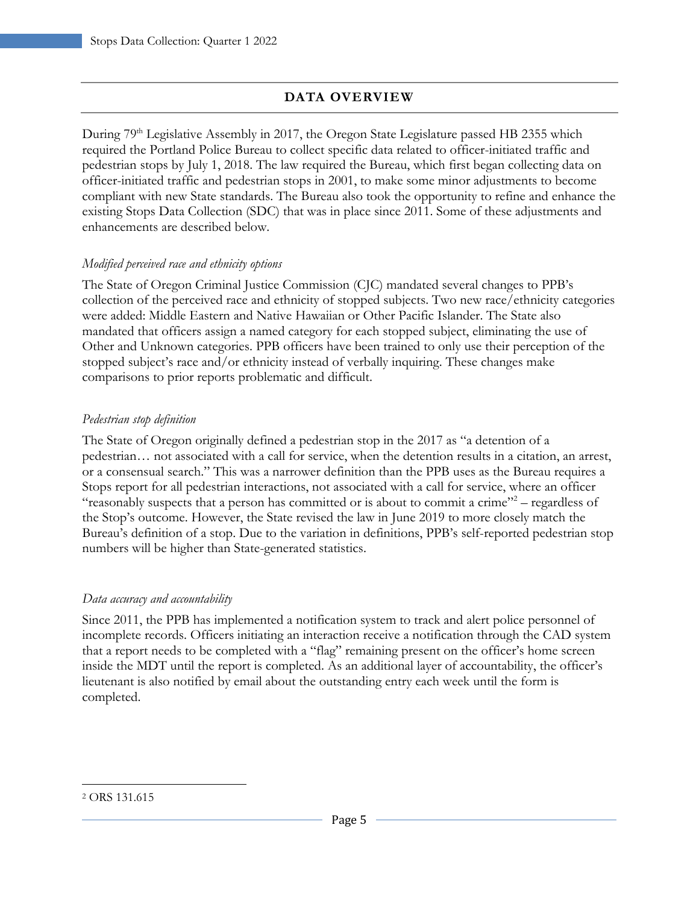## DATA OVERVIEW

During 79th Legislative Assembly in 2017, the Oregon State Legislature passed HB 2355 which required the Portland Police Bureau to collect specific data related to officer-initiated traffic and pedestrian stops by July 1, 2018. The law required the Bureau, which first began collecting data on officer-initiated traffic and pedestrian stops in 2001, to make some minor adjustments to become compliant with new State standards. The Bureau also took the opportunity to refine and enhance the existing Stops Data Collection (SDC) that was in place since 2011. Some of these adjustments and enhancements are described below.

*Modified perceived race and ethnicity options*

The State of Oregon Criminal Justice Commission (CJC) mandated several changes to PPB's collection of the perceived race and ethnicity of stopped subjects. Two new race/ethnicity categories were added: Middle Eastern and Native Hawaiian or Other Pacific Islander. The State also mandated that officers assign a named category for each stopped subject, eliminating the use of Other and Unknown categories. PPB officers have been trained to only use their perception of the stopped subject's race and/or ethnicity instead of verbally inquiring. These changes make comparisons to prior reports problematic and difficult.

*Pedestrian stop definition*

The State of Oregon originally defined a pedestrian stop in the 2017 as "a detention of a pedestrian… not associated with a call for service, when the detention results in a citation, an arrest, or a consensual search." This was a narrower definition than the PPB uses as the Bureau requires a Stops report for all pedestrian interactions, not associated with a call for service, where an officer "reasonably suspects that a person has committed or is about to commit a crime"[2] – regardless of the Stop's outcome. However, the State revised the law in June 2019 to more closely match the Bureau's definition of a stop. Due to the variation in definitions, PPB's self-reported pedestrian stop numbers will be higher than State-generated statistics.

*Data accuracy and accountability*

Since 2011, the PPB has implemented a notification system to track and alert police personnel of incomplete records. Officers initiating an interaction receive a notification through the CAD system that a report needs to be completed with a "flag" remaining present on the officer's home screen inside the MDT until the report is completed. As an additional layer of accountability, the officer's lieutenant is also notified by email about the outstanding entry each week until the form is completed.

[2] ORS 131.615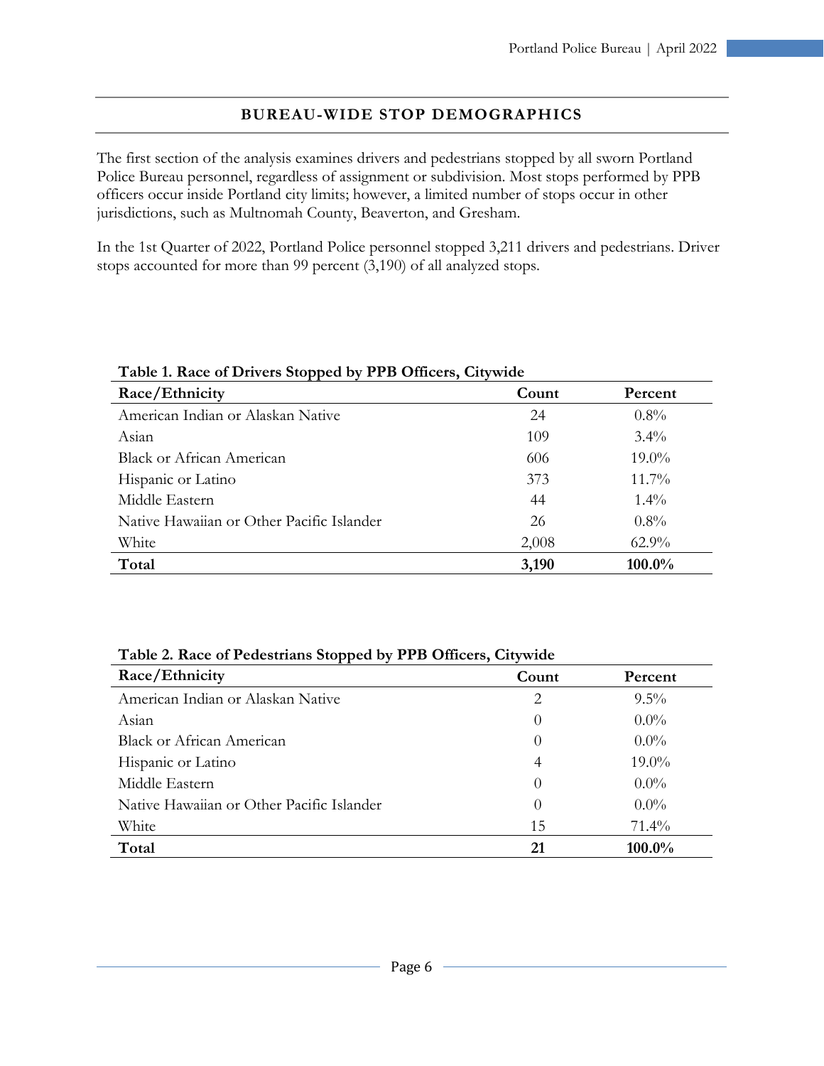## BUREAU-WIDE STOP DEMOGRAPHICS

The first section of the analysis examines drivers and pedestrians stopped by all sworn Portland Police Bureau personnel, regardless of assignment or subdivision. Most stops performed by PPB officers occur inside Portland city limits; however, a limited number of stops occur in other jurisdictions, such as Multnomah County, Beaverton, and Gresham.

In the 1st Quarter of 2022, Portland Police personnel stopped 3,211 drivers and pedestrians. Driver stops accounted for more than 99 percent (3,190) of all analyzed stops.

**Table 1. Race of Drivers Stopped by PPB Officers, Citywide**

| Race/Ethnicity | Count | Percent |
|---|---|---|
| American Indian or Alaskan Native | 24 | 0.8% |
| Asian | 109 | 3.4% |
| Black or African American | 606 | 19.0% |
| Hispanic or Latino | 373 | 11.7% |
| Middle Eastern | 44 | 1.4% |
| Native Hawaiian or Other Pacific Islander | 26 | 0.8% |
| White | 2,008 | 62.9% |
| **Total** | **3,190** | **100.0%** |

**Table 2. Race of Pedestrians Stopped by PPB Officers, Citywide**

| Race/Ethnicity | Count | Percent |
|---|---|---|
| American Indian or Alaskan Native | 2 | 9.5% |
| Asian | 0 | 0.0% |
| Black or African American | 0 | 0.0% |
| Hispanic or Latino | 4 | 19.0% |
| Middle Eastern | 0 | 0.0% |
| Native Hawaiian or Other Pacific Islander | 0 | 0.0% |
| White | 15 | 71.4% |
| **Total** | **21** | **100.0%** |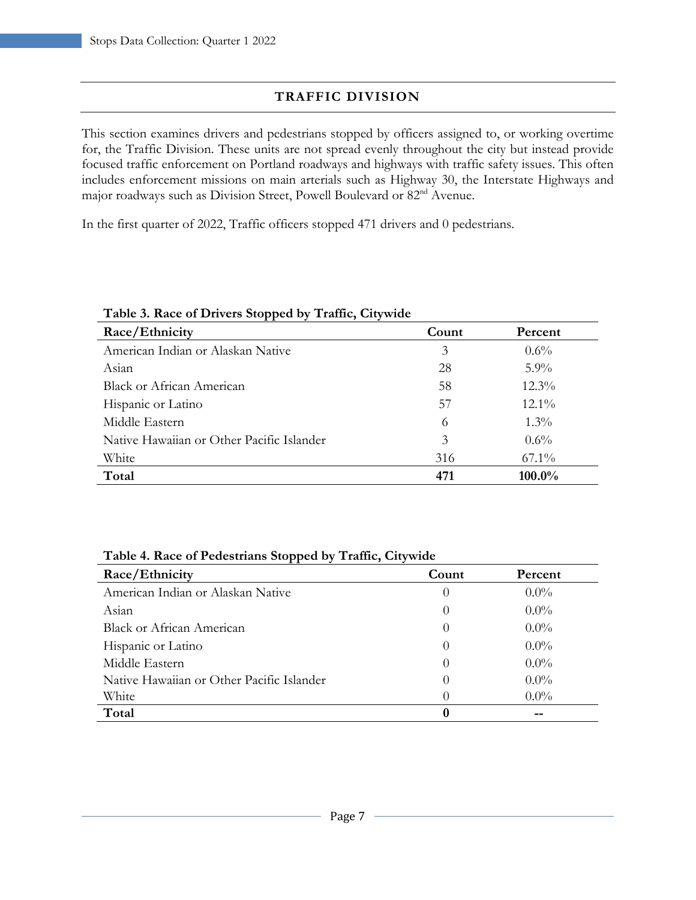## TRAFFIC DIVISION

This section examines drivers and pedestrians stopped by officers assigned to, or working overtime for, the Traffic Division. These units are not spread evenly throughout the city but instead provide focused traffic enforcement on Portland roadways and highways with traffic safety issues. This often includes enforcement missions on main arterials such as Highway 30, the Interstate Highways and major roadways such as Division Street, Powell Boulevard or 82nd Avenue.

In the first quarter of 2022, Traffic officers stopped 471 drivers and 0 pedestrians.

**Table 3. Race of Drivers Stopped by Traffic, Citywide**

| Race/Ethnicity | Count | Percent |
|---|---|---|
| American Indian or Alaskan Native | 3 | 0.6% |
| Asian | 28 | 5.9% |
| Black or African American | 58 | 12.3% |
| Hispanic or Latino | 57 | 12.1% |
| Middle Eastern | 6 | 1.3% |
| Native Hawaiian or Other Pacific Islander | 3 | 0.6% |
| White | 316 | 67.1% |
| **Total** | **471** | **100.0%** |

**Table 4. Race of Pedestrians Stopped by Traffic, Citywide**

| Race/Ethnicity | Count | Percent |
|---|---|---|
| American Indian or Alaskan Native | 0 | 0.0% |
| Asian | 0 | 0.0% |
| Black or African American | 0 | 0.0% |
| Hispanic or Latino | 0 | 0.0% |
| Middle Eastern | 0 | 0.0% |
| Native Hawaiian or Other Pacific Islander | 0 | 0.0% |
| White | 0 | 0.0% |
| **Total** | **0** | **--** |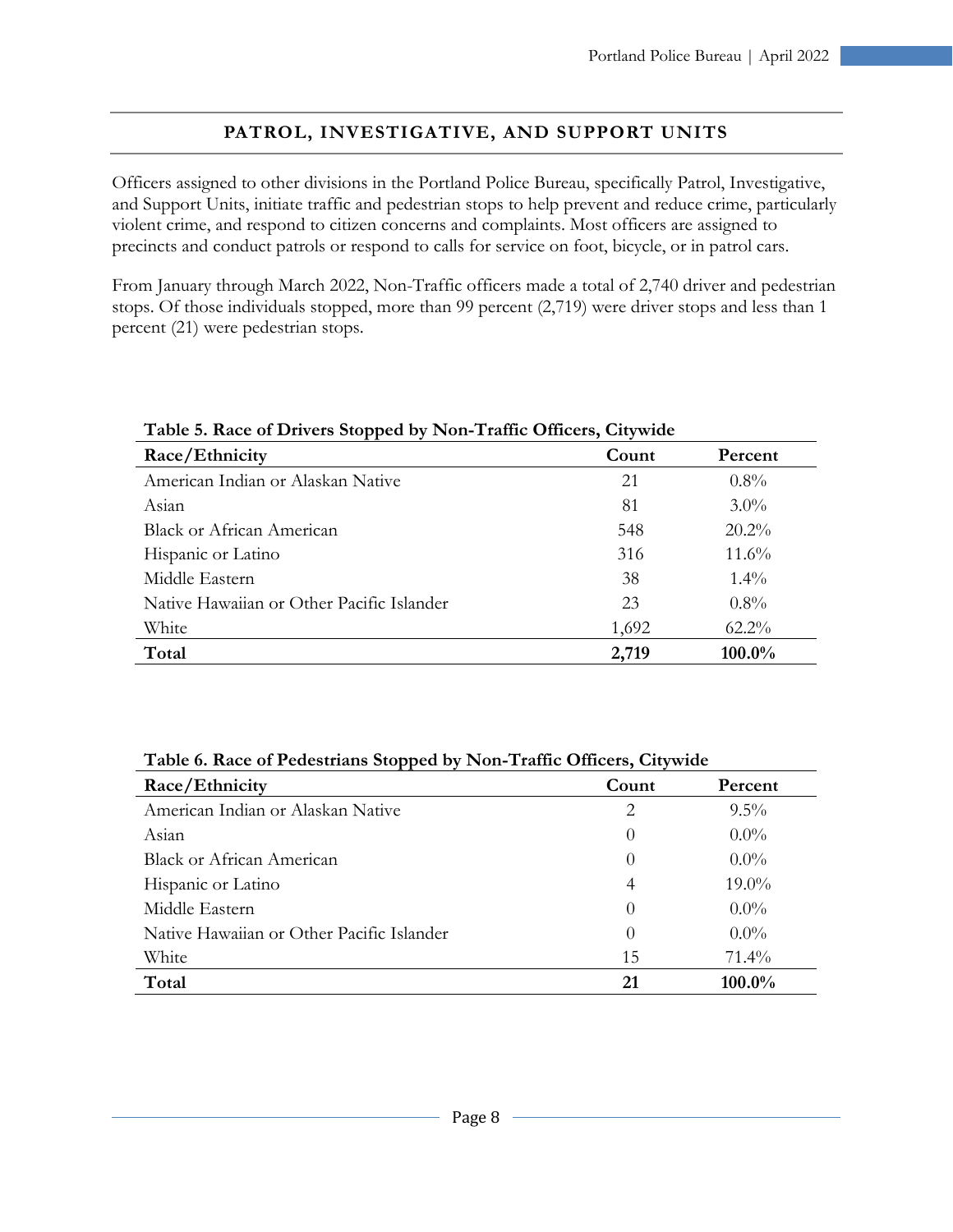## PATROL, INVESTIGATIVE, AND SUPPORT UNITS

Officers assigned to other divisions in the Portland Police Bureau, specifically Patrol, Investigative, and Support Units, initiate traffic and pedestrian stops to help prevent and reduce crime, particularly violent crime, and respond to citizen concerns and complaints. Most officers are assigned to precincts and conduct patrols or respond to calls for service on foot, bicycle, or in patrol cars.

From January through March 2022, Non-Traffic officers made a total of 2,740 driver and pedestrian stops. Of those individuals stopped, more than 99 percent (2,719) were driver stops and less than 1 percent (21) were pedestrian stops.

**Table 5. Race of Drivers Stopped by Non-Traffic Officers, Citywide**

| Race/Ethnicity | Count | Percent |
|---|---|---|
| American Indian or Alaskan Native | 21 | 0.8% |
| Asian | 81 | 3.0% |
| Black or African American | 548 | 20.2% |
| Hispanic or Latino | 316 | 11.6% |
| Middle Eastern | 38 | 1.4% |
| Native Hawaiian or Other Pacific Islander | 23 | 0.8% |
| White | 1,692 | 62.2% |
| **Total** | **2,719** | **100.0%** |

**Table 6. Race of Pedestrians Stopped by Non-Traffic Officers, Citywide**

| Race/Ethnicity | Count | Percent |
|---|---|---|
| American Indian or Alaskan Native | 2 | 9.5% |
| Asian | 0 | 0.0% |
| Black or African American | 0 | 0.0% |
| Hispanic or Latino | 4 | 19.0% |
| Middle Eastern | 0 | 0.0% |
| Native Hawaiian or Other Pacific Islander | 0 | 0.0% |
| White | 15 | 71.4% |
| **Total** | **21** | **100.0%** |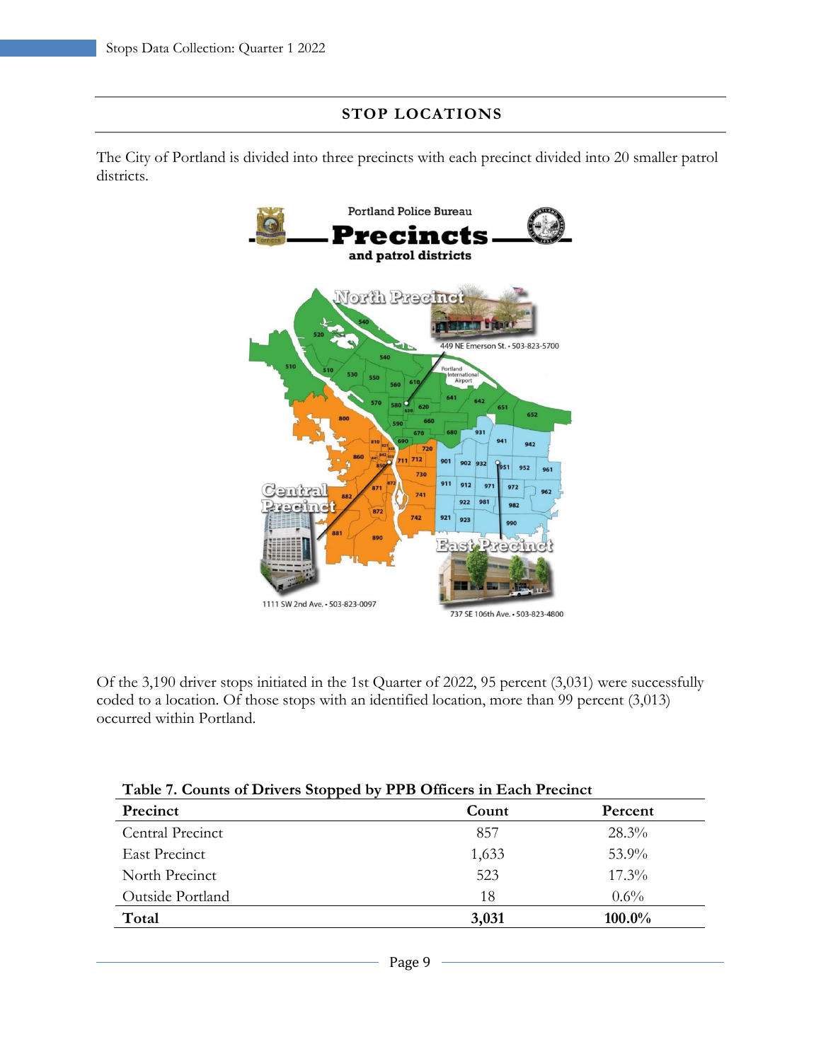## STOP LOCATIONS

The City of Portland is divided into three precincts with each precinct divided into 20 smaller patrol districts.

Of the 3,190 driver stops initiated in the 1st Quarter of 2022, 95 percent (3,031) were successfully coded to a location. Of those stops with an identified location, more than 99 percent (3,013) occurred within Portland.

**Table 7. Counts of Drivers Stopped by PPB Officers in Each Precinct**

| Precinct | Count | Percent |
|---|---|---|
| Central Precinct | 857 | 28.3% |
| East Precinct | 1,633 | 53.9% |
| North Precinct | 523 | 17.3% |
| Outside Portland | 18 | 0.6% |
| **Total** | **3,031** | **100.0%** |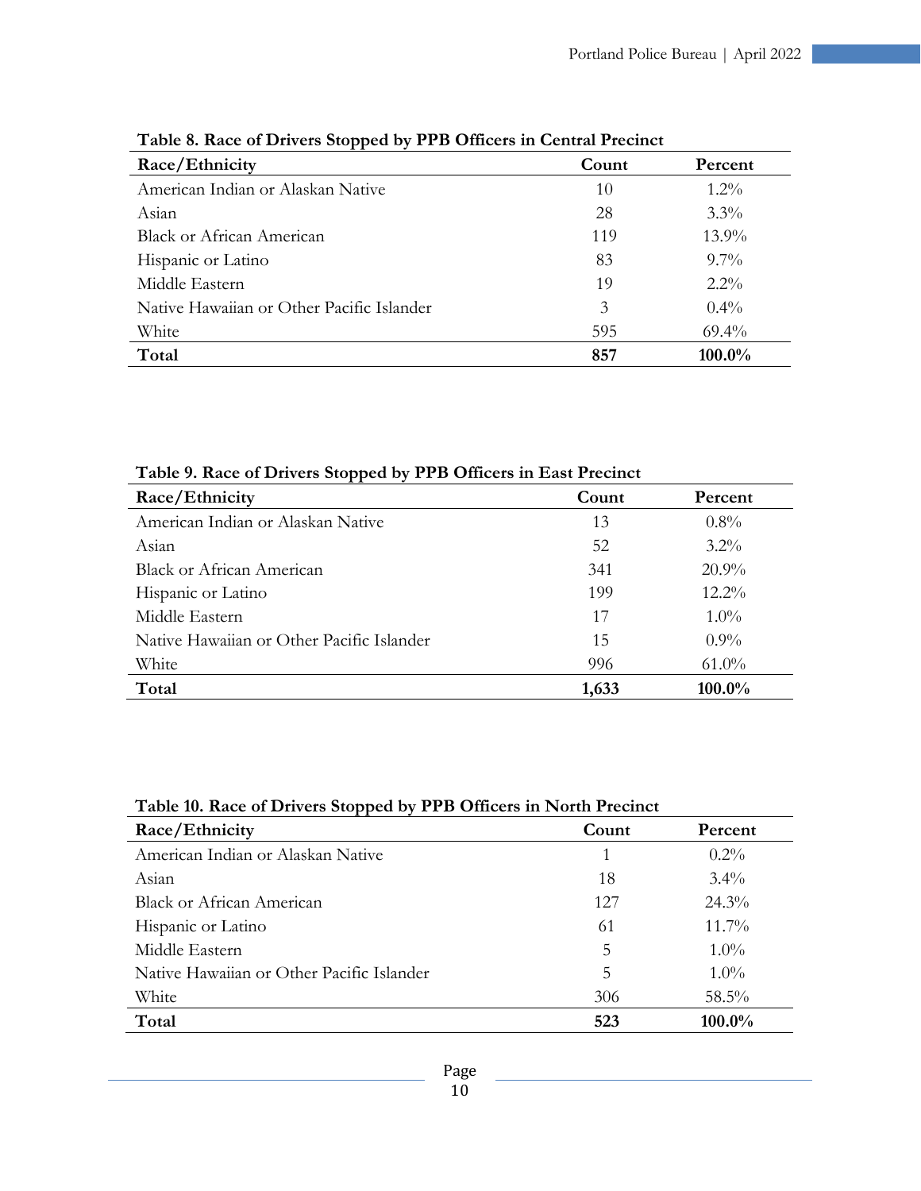**Table 8. Race of Drivers Stopped by PPB Officers in Central Precinct**

| Race/Ethnicity | Count | Percent |
|---|---|---|
| American Indian or Alaskan Native | 10 | 1.2% |
| Asian | 28 | 3.3% |
| Black or African American | 119 | 13.9% |
| Hispanic or Latino | 83 | 9.7% |
| Middle Eastern | 19 | 2.2% |
| Native Hawaiian or Other Pacific Islander | 3 | 0.4% |
| White | 595 | 69.4% |
| **Total** | **857** | **100.0%** |

**Table 9. Race of Drivers Stopped by PPB Officers in East Precinct**

| Race/Ethnicity | Count | Percent |
|---|---|---|
| American Indian or Alaskan Native | 13 | 0.8% |
| Asian | 52 | 3.2% |
| Black or African American | 341 | 20.9% |
| Hispanic or Latino | 199 | 12.2% |
| Middle Eastern | 17 | 1.0% |
| Native Hawaiian or Other Pacific Islander | 15 | 0.9% |
| White | 996 | 61.0% |
| **Total** | **1,633** | **100.0%** |

**Table 10. Race of Drivers Stopped by PPB Officers in North Precinct**

| Race/Ethnicity | Count | Percent |
|---|---|---|
| American Indian or Alaskan Native | 1 | 0.2% |
| Asian | 18 | 3.4% |
| Black or African American | 127 | 24.3% |
| Hispanic or Latino | 61 | 11.7% |
| Middle Eastern | 5 | 1.0% |
| Native Hawaiian or Other Pacific Islander | 5 | 1.0% |
| White | 306 | 58.5% |
| **Total** | **523** | **100.0%** |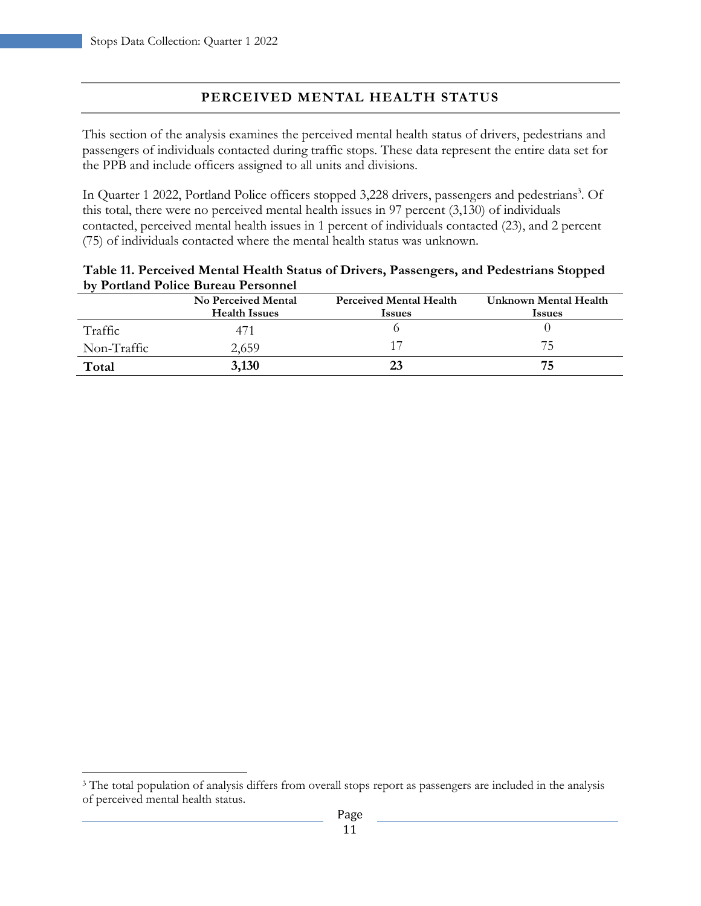## PERCEIVED MENTAL HEALTH STATUS

This section of the analysis examines the perceived mental health status of drivers, pedestrians and passengers of individuals contacted during traffic stops. These data represent the entire data set for the PPB and include officers assigned to all units and divisions.

In Quarter 1 2022, Portland Police officers stopped 3,228 drivers, passengers and pedestrians[3]. Of this total, there were no perceived mental health issues in 97 percent (3,130) of individuals contacted, perceived mental health issues in 1 percent of individuals contacted (23), and 2 percent (75) of individuals contacted where the mental health status was unknown.

**Table 11. Perceived Mental Health Status of Drivers, Passengers, and Pedestrians Stopped by Portland Police Bureau Personnel**

| | No Perceived Mental Health Issues | Perceived Mental Health Issues | Unknown Mental Health Issues |
|---|---|---|---|
| Traffic | 471 | 6 | 0 |
| Non-Traffic | 2,659 | 17 | 75 |
| **Total** | **3,130** | **23** | **75** |

[3] The total population of analysis differs from overall stops report as passengers are included in the analysis of perceived mental health status.